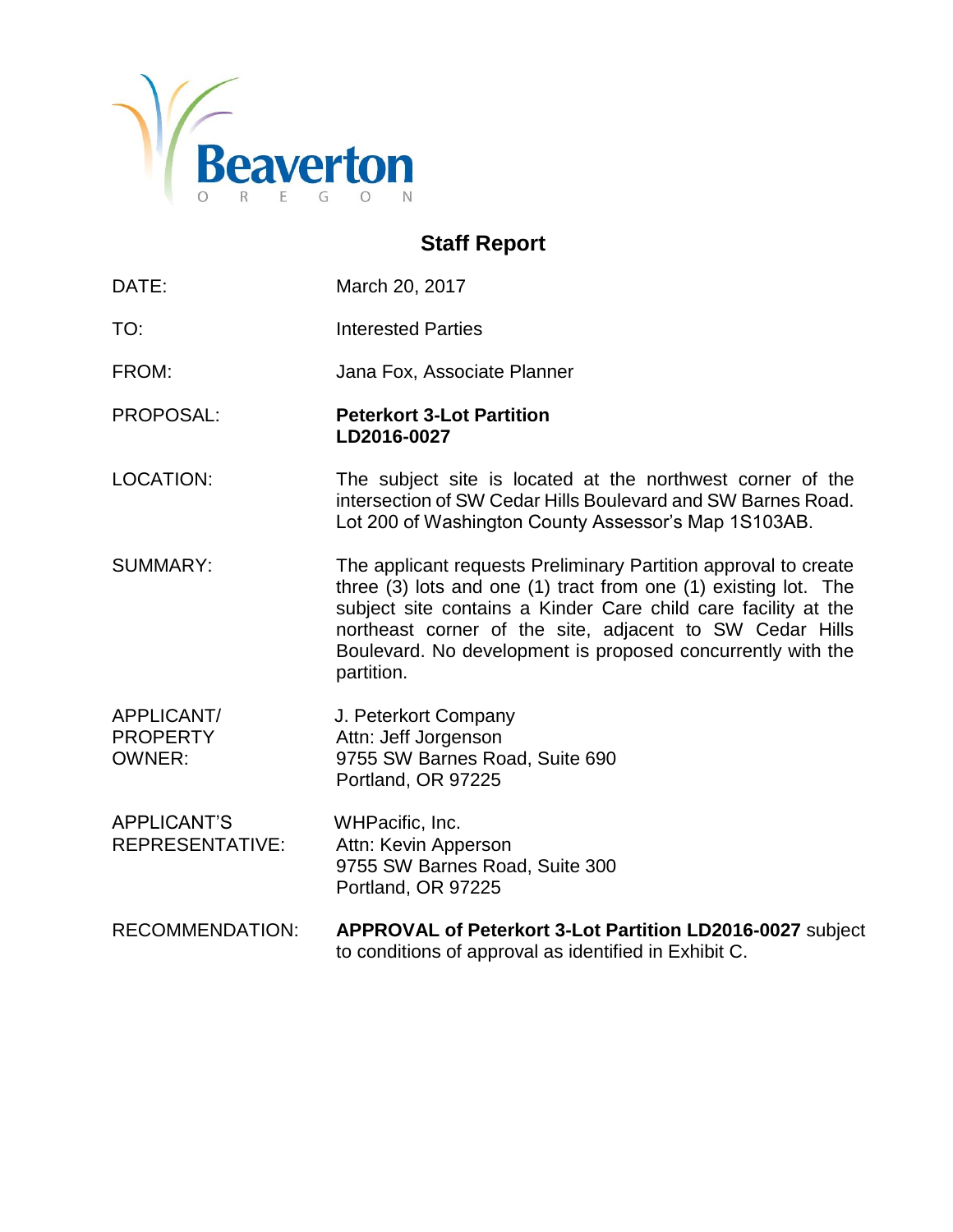Beaverton

OREGON

# Staff Report

| | |
|---|---|
| DATE: | March 20, 2017 |
| TO: | Interested Parties |
| FROM: | Jana Fox, Associate Planner |
| PROPOSAL: | **Peterkort 3-Lot Partition**<br>**LD2016-0027** |
| LOCATION: | The subject site is located at the northwest corner of the intersection of SW Cedar Hills Boulevard and SW Barnes Road. Lot 200 of Washington County Assessor's Map 1S103AB. |
| SUMMARY: | The applicant requests Preliminary Partition approval to create three (3) lots and one (1) tract from one (1) existing lot. The subject site contains a Kinder Care child care facility at the northeast corner of the site, adjacent to SW Cedar Hills Boulevard. No development is proposed concurrently with the partition. |
| APPLICANT/ PROPERTY OWNER: | J. Peterkort Company<br>Attn: Jeff Jorgenson<br>9755 SW Barnes Road, Suite 690<br>Portland, OR 97225 |
| APPLICANT'S REPRESENTATIVE: | WHPacific, Inc.<br>Attn: Kevin Apperson<br>9755 SW Barnes Road, Suite 300<br>Portland, OR 97225 |
| RECOMMENDATION: | **APPROVAL of Peterkort 3-Lot Partition LD2016-0027** subject to conditions of approval as identified in Exhibit C. |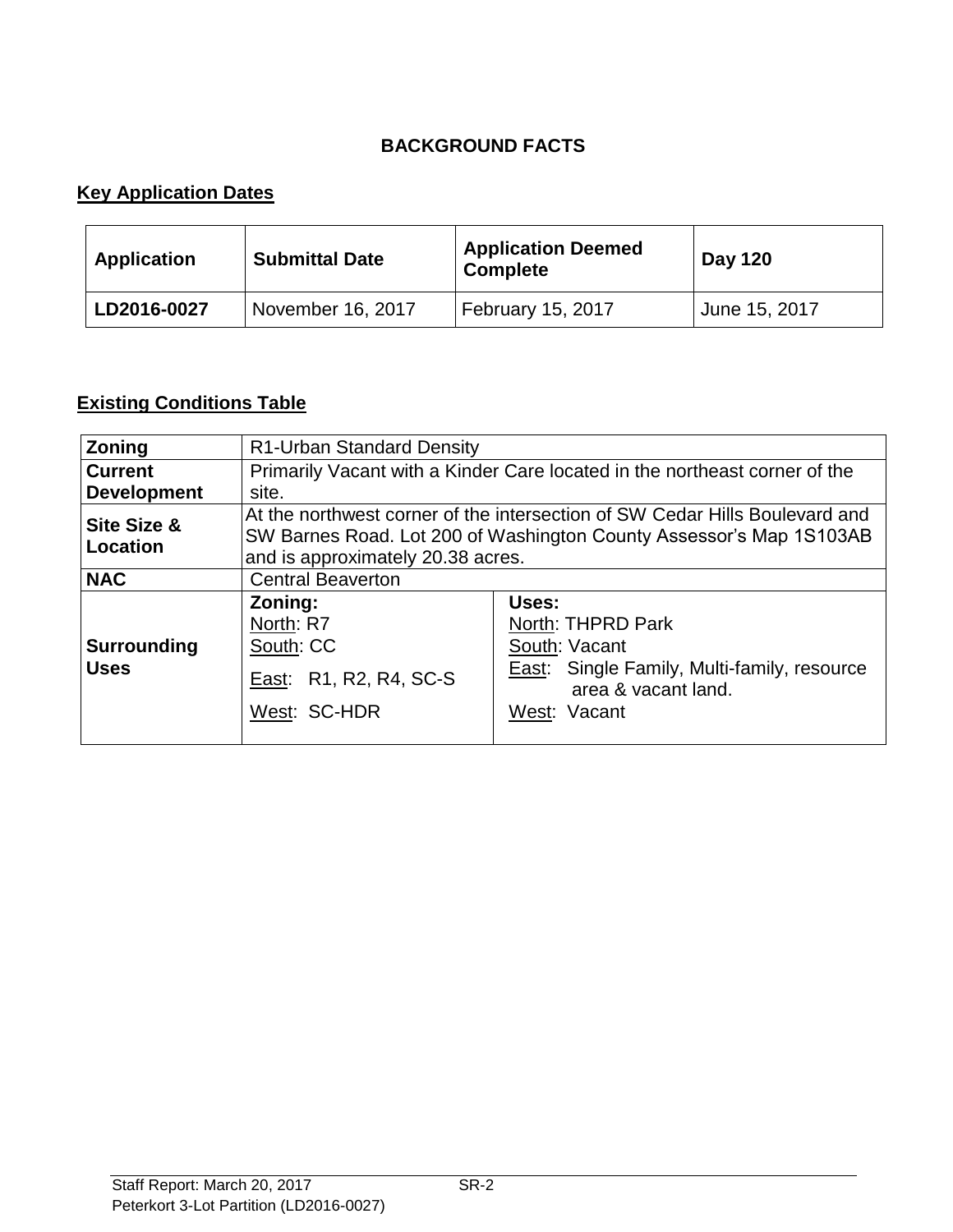# BACKGROUND FACTS

## Key Application Dates

| Application | Submittal Date | Application Deemed Complete | Day 120 |
|---|---|---|---|
| **LD2016-0027** | November 16, 2017 | February 15, 2017 | June 15, 2017 |

## Existing Conditions Table

| **Zoning** | R1-Urban Standard Density | |
|---|---|---|
| **Current Development** | Primarily Vacant with a Kinder Care located in the northeast corner of the site. | |
| **Site Size & Location** | At the northwest corner of the intersection of SW Cedar Hills Boulevard and SW Barnes Road. Lot 200 of Washington County Assessor's Map 1S103AB and is approximately 20.38 acres. | |
| **NAC** | Central Beaverton | |
| **Surrounding Uses** | **Zoning:**<br>North: R7<br>South: CC<br>East: R1, R2, R4, SC-S<br>West: SC-HDR | **Uses:**<br>North: THPRD Park<br>South: Vacant<br>East: Single Family, Multi-family, resource area & vacant land.<br>West: Vacant |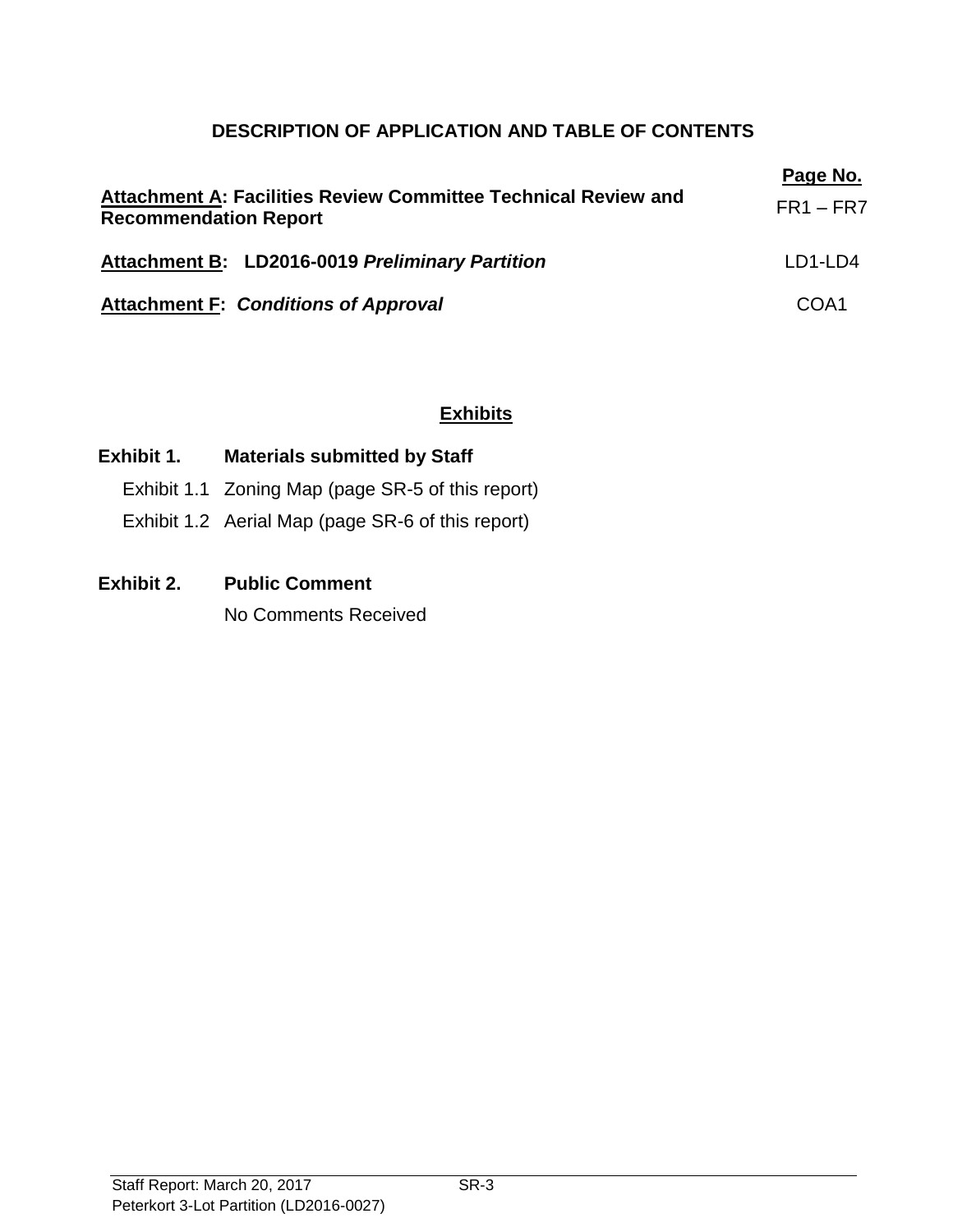## DESCRIPTION OF APPLICATION AND TABLE OF CONTENTS

| | Page No. |
|---|---|
| **Attachment A: Facilities Review Committee Technical Review and Recommendation Report** | FR1 – FR7 |
| **Attachment B: LD2016-0019 *Preliminary Partition*** | LD1-LD4 |
| **Attachment F: *Conditions of Approval*** | COA1 |

## Exhibits

**Exhibit 1. Materials submitted by Staff**

- Exhibit 1.1 Zoning Map (page SR-5 of this report)
- Exhibit 1.2 Aerial Map (page SR-6 of this report)

**Exhibit 2. Public Comment**

No Comments Received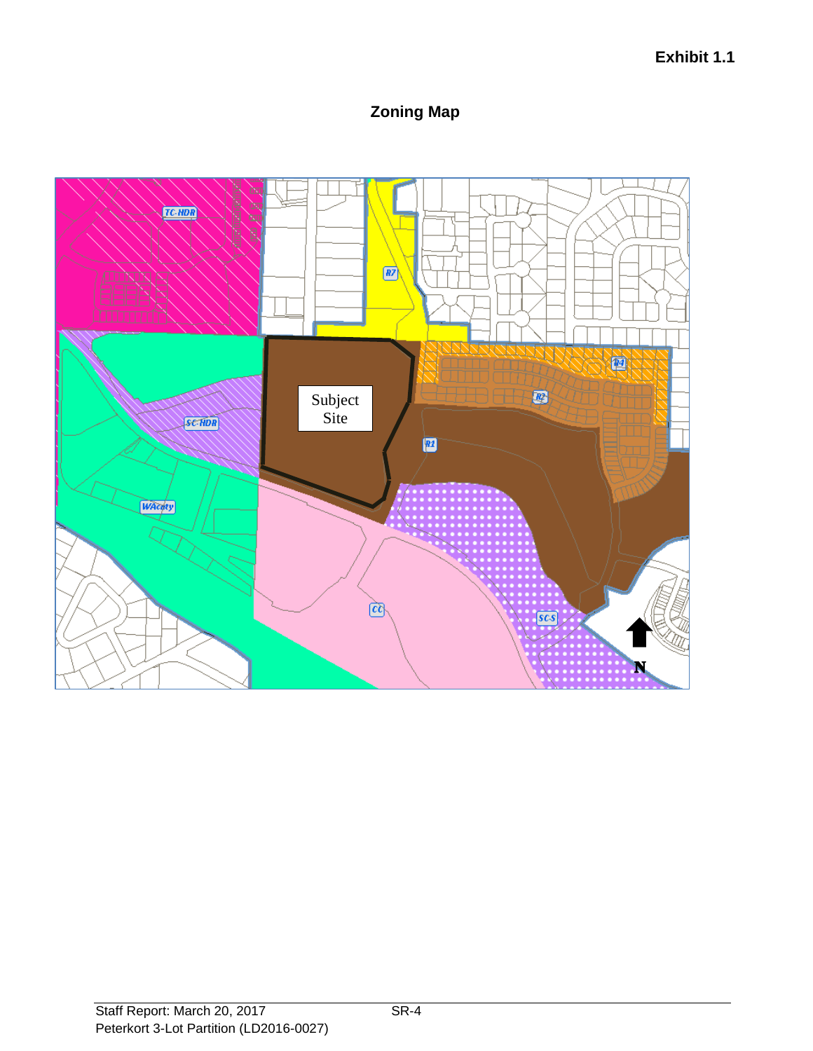**Exhibit 1.1**

## Zoning Map

TC-HDR

R7

SC-HDR

Subject Site

R4

R2

R1

WAcaty

CC

SC-S

N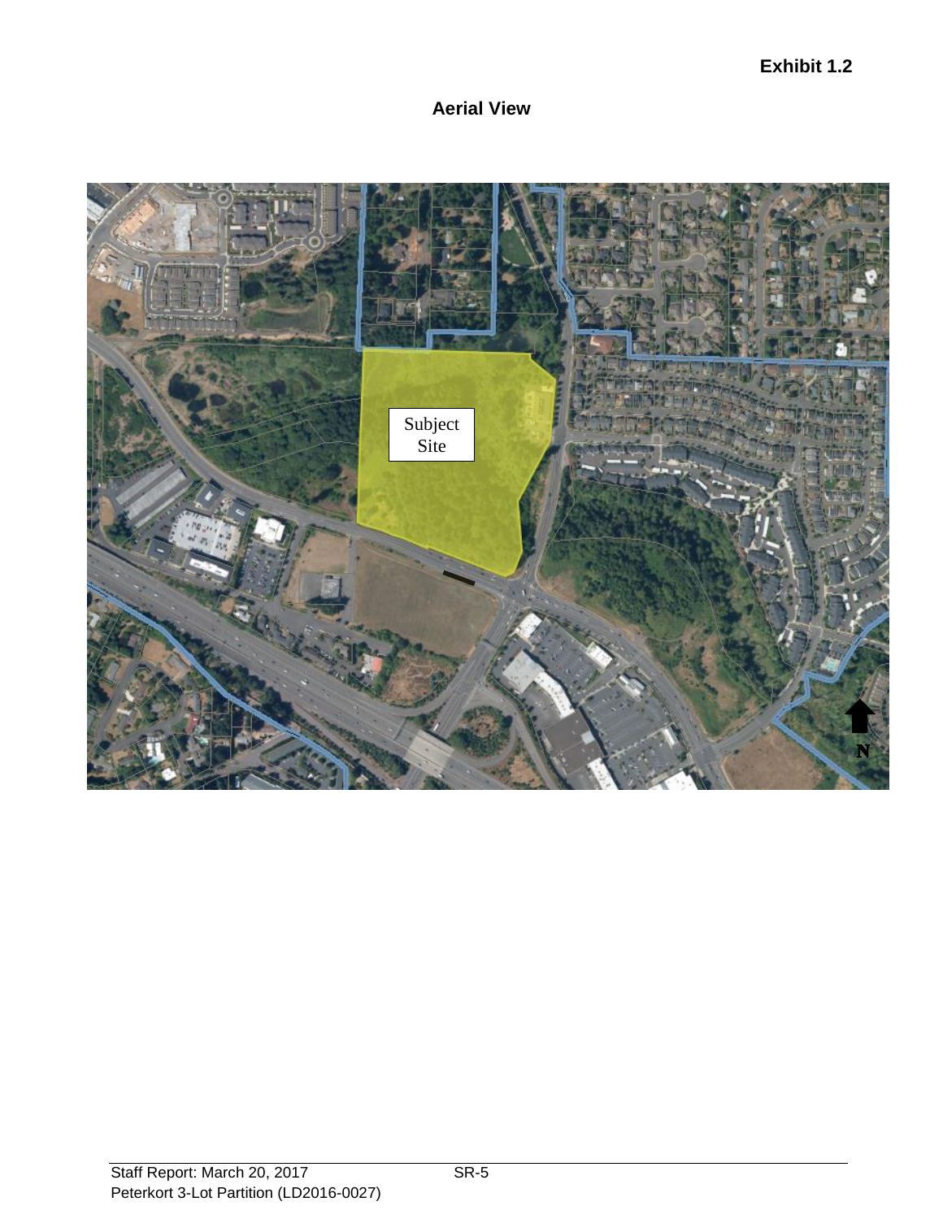**Exhibit 1.2**

## Aerial View

Subject Site

N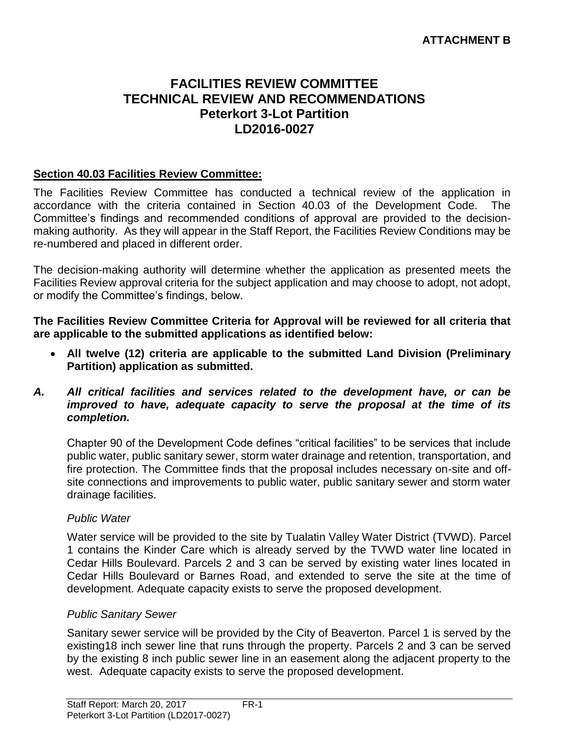**ATTACHMENT B**

# FACILITIES REVIEW COMMITTEE
# TECHNICAL REVIEW AND RECOMMENDATIONS
# Peterkort 3-Lot Partition
# LD2016-0027

**Section 40.03 Facilities Review Committee:**

The Facilities Review Committee has conducted a technical review of the application in accordance with the criteria contained in Section 40.03 of the Development Code. The Committee's findings and recommended conditions of approval are provided to the decision-making authority. As they will appear in the Staff Report, the Facilities Review Conditions may be re-numbered and placed in different order.

The decision-making authority will determine whether the application as presented meets the Facilities Review approval criteria for the subject application and may choose to adopt, not adopt, or modify the Committee's findings, below.

**The Facilities Review Committee Criteria for Approval will be reviewed for all criteria that are applicable to the submitted applications as identified below:**

- **All twelve (12) criteria are applicable to the submitted Land Division (Preliminary Partition) application as submitted.**

***A. All critical facilities and services related to the development have, or can be improved to have, adequate capacity to serve the proposal at the time of its completion.***

Chapter 90 of the Development Code defines "critical facilities" to be services that include public water, public sanitary sewer, storm water drainage and retention, transportation, and fire protection. The Committee finds that the proposal includes necessary on-site and off-site connections and improvements to public water, public sanitary sewer and storm water drainage facilities.

*Public Water*

Water service will be provided to the site by Tualatin Valley Water District (TVWD). Parcel 1 contains the Kinder Care which is already served by the TVWD water line located in Cedar Hills Boulevard. Parcels 2 and 3 can be served by existing water lines located in Cedar Hills Boulevard or Barnes Road, and extended to serve the site at the time of development. Adequate capacity exists to serve the proposed development.

*Public Sanitary Sewer*

Sanitary sewer service will be provided by the City of Beaverton. Parcel 1 is served by the existing18 inch sewer line that runs through the property. Parcels 2 and 3 can be served by the existing 8 inch public sewer line in an easement along the adjacent property to the west. Adequate capacity exists to serve the proposed development.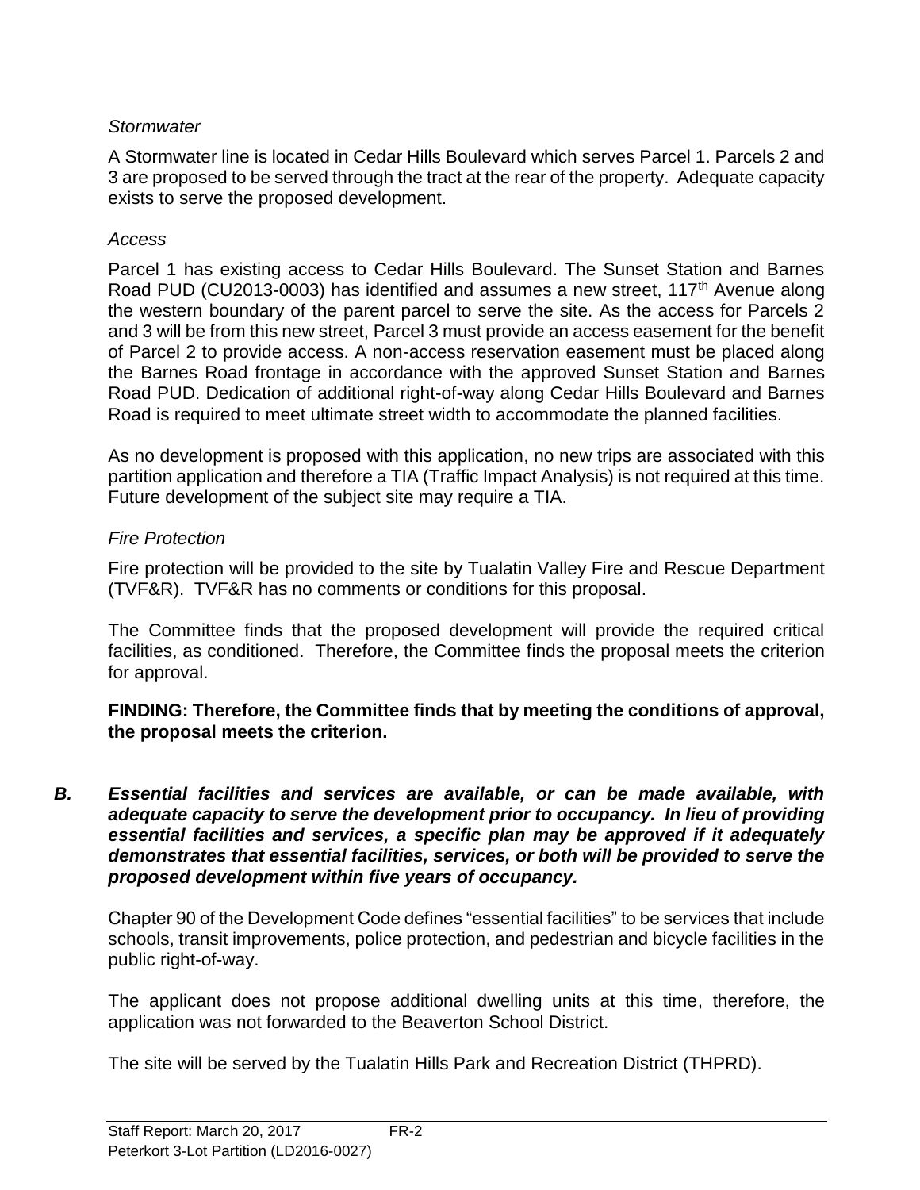*Stormwater*

A Stormwater line is located in Cedar Hills Boulevard which serves Parcel 1. Parcels 2 and 3 are proposed to be served through the tract at the rear of the property. Adequate capacity exists to serve the proposed development.

*Access*

Parcel 1 has existing access to Cedar Hills Boulevard. The Sunset Station and Barnes Road PUD (CU2013-0003) has identified and assumes a new street, 117th Avenue along the western boundary of the parent parcel to serve the site. As the access for Parcels 2 and 3 will be from this new street, Parcel 3 must provide an access easement for the benefit of Parcel 2 to provide access. A non-access reservation easement must be placed along the Barnes Road frontage in accordance with the approved Sunset Station and Barnes Road PUD. Dedication of additional right-of-way along Cedar Hills Boulevard and Barnes Road is required to meet ultimate street width to accommodate the planned facilities.

As no development is proposed with this application, no new trips are associated with this partition application and therefore a TIA (Traffic Impact Analysis) is not required at this time. Future development of the subject site may require a TIA.

*Fire Protection*

Fire protection will be provided to the site by Tualatin Valley Fire and Rescue Department (TVF&R). TVF&R has no comments or conditions for this proposal.

The Committee finds that the proposed development will provide the required critical facilities, as conditioned. Therefore, the Committee finds the proposal meets the criterion for approval.

**FINDING: Therefore, the Committee finds that by meeting the conditions of approval, the proposal meets the criterion.**

***B. Essential facilities and services are available, or can be made available, with adequate capacity to serve the development prior to occupancy. In lieu of providing essential facilities and services, a specific plan may be approved if it adequately demonstrates that essential facilities, services, or both will be provided to serve the proposed development within five years of occupancy.***

Chapter 90 of the Development Code defines "essential facilities" to be services that include schools, transit improvements, police protection, and pedestrian and bicycle facilities in the public right-of-way.

The applicant does not propose additional dwelling units at this time, therefore, the application was not forwarded to the Beaverton School District.

The site will be served by the Tualatin Hills Park and Recreation District (THPRD).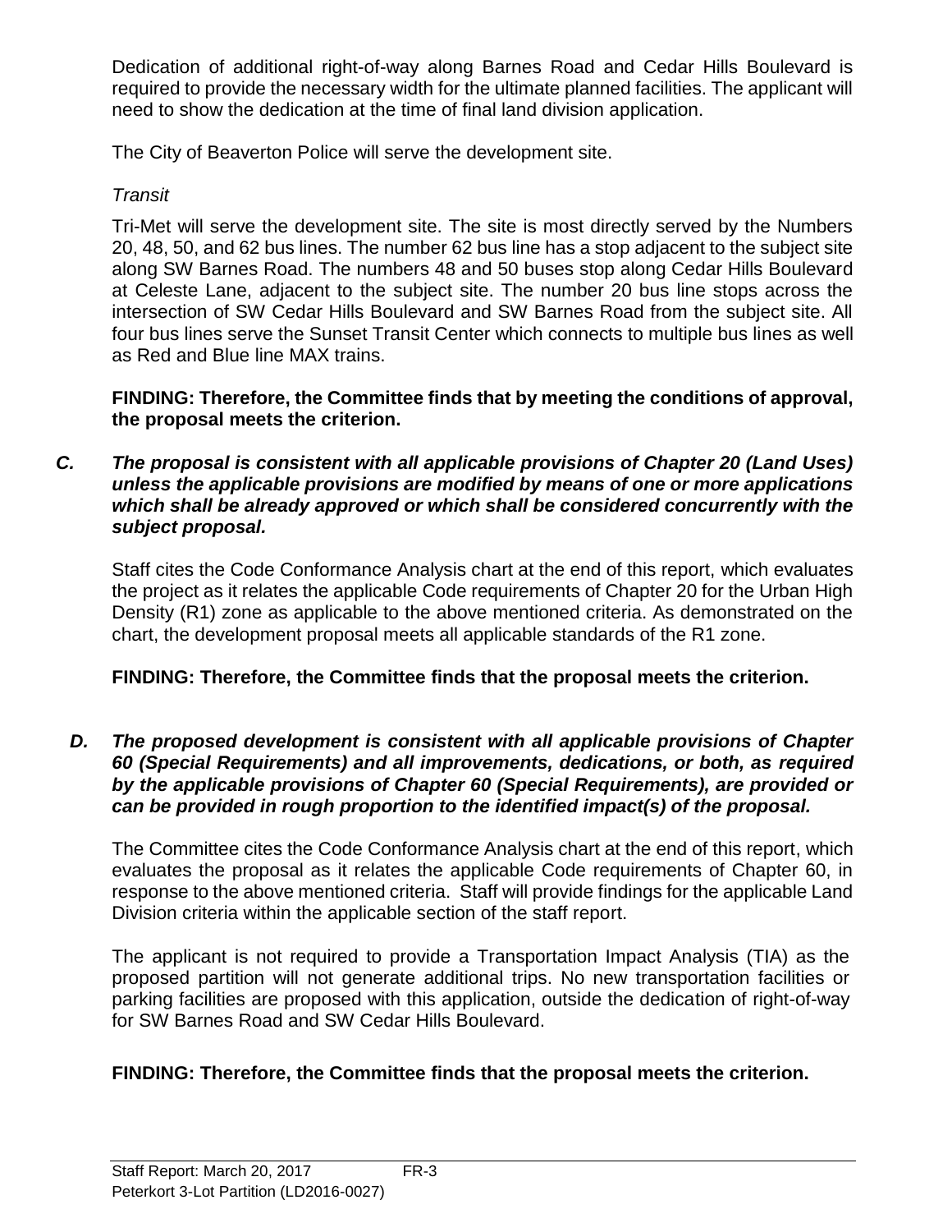Dedication of additional right-of-way along Barnes Road and Cedar Hills Boulevard is required to provide the necessary width for the ultimate planned facilities. The applicant will need to show the dedication at the time of final land division application.

The City of Beaverton Police will serve the development site.

*Transit*

Tri-Met will serve the development site. The site is most directly served by the Numbers 20, 48, 50, and 62 bus lines. The number 62 bus line has a stop adjacent to the subject site along SW Barnes Road. The numbers 48 and 50 buses stop along Cedar Hills Boulevard at Celeste Lane, adjacent to the subject site. The number 20 bus line stops across the intersection of SW Cedar Hills Boulevard and SW Barnes Road from the subject site. All four bus lines serve the Sunset Transit Center which connects to multiple bus lines as well as Red and Blue line MAX trains.

**FINDING: Therefore, the Committee finds that by meeting the conditions of approval, the proposal meets the criterion.**

***C. The proposal is consistent with all applicable provisions of Chapter 20 (Land Uses) unless the applicable provisions are modified by means of one or more applications which shall be already approved or which shall be considered concurrently with the subject proposal.***

Staff cites the Code Conformance Analysis chart at the end of this report, which evaluates the project as it relates the applicable Code requirements of Chapter 20 for the Urban High Density (R1) zone as applicable to the above mentioned criteria. As demonstrated on the chart, the development proposal meets all applicable standards of the R1 zone.

**FINDING: Therefore, the Committee finds that the proposal meets the criterion.**

***D. The proposed development is consistent with all applicable provisions of Chapter 60 (Special Requirements) and all improvements, dedications, or both, as required by the applicable provisions of Chapter 60 (Special Requirements), are provided or can be provided in rough proportion to the identified impact(s) of the proposal.***

The Committee cites the Code Conformance Analysis chart at the end of this report, which evaluates the proposal as it relates the applicable Code requirements of Chapter 60, in response to the above mentioned criteria. Staff will provide findings for the applicable Land Division criteria within the applicable section of the staff report.

The applicant is not required to provide a Transportation Impact Analysis (TIA) as the proposed partition will not generate additional trips. No new transportation facilities or parking facilities are proposed with this application, outside the dedication of right-of-way for SW Barnes Road and SW Cedar Hills Boulevard.

**FINDING: Therefore, the Committee finds that the proposal meets the criterion.**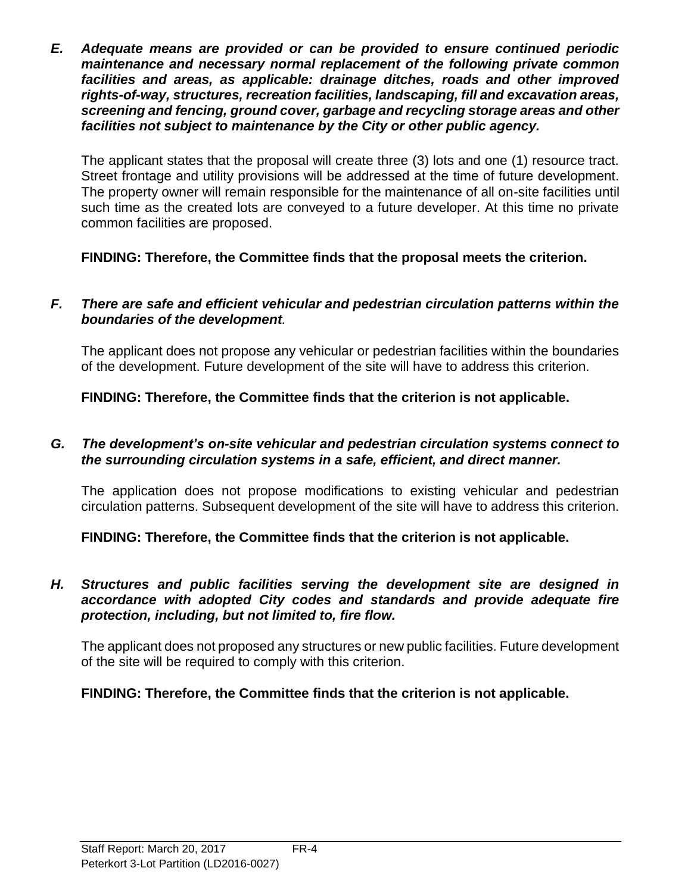***E. Adequate means are provided or can be provided to ensure continued periodic maintenance and necessary normal replacement of the following private common facilities and areas, as applicable: drainage ditches, roads and other improved rights-of-way, structures, recreation facilities, landscaping, fill and excavation areas, screening and fencing, ground cover, garbage and recycling storage areas and other facilities not subject to maintenance by the City or other public agency.***

The applicant states that the proposal will create three (3) lots and one (1) resource tract. Street frontage and utility provisions will be addressed at the time of future development. The property owner will remain responsible for the maintenance of all on-site facilities until such time as the created lots are conveyed to a future developer. At this time no private common facilities are proposed.

**FINDING: Therefore, the Committee finds that the proposal meets the criterion.**

***F. There are safe and efficient vehicular and pedestrian circulation patterns within the boundaries of the development.***

The applicant does not propose any vehicular or pedestrian facilities within the boundaries of the development. Future development of the site will have to address this criterion.

**FINDING: Therefore, the Committee finds that the criterion is not applicable.**

***G. The development's on-site vehicular and pedestrian circulation systems connect to the surrounding circulation systems in a safe, efficient, and direct manner.***

The application does not propose modifications to existing vehicular and pedestrian circulation patterns. Subsequent development of the site will have to address this criterion.

**FINDING: Therefore, the Committee finds that the criterion is not applicable.**

***H. Structures and public facilities serving the development site are designed in accordance with adopted City codes and standards and provide adequate fire protection, including, but not limited to, fire flow.***

The applicant does not proposed any structures or new public facilities. Future development of the site will be required to comply with this criterion.

**FINDING: Therefore, the Committee finds that the criterion is not applicable.**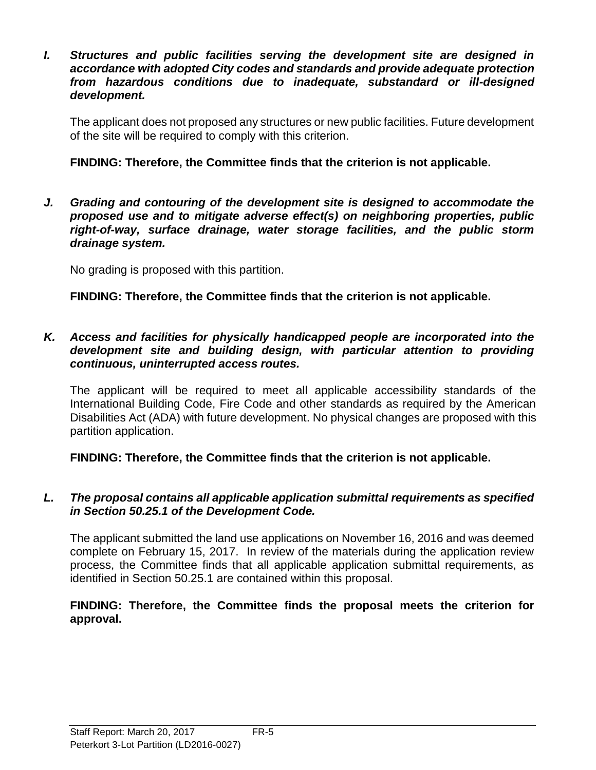***I. Structures and public facilities serving the development site are designed in accordance with adopted City codes and standards and provide adequate protection from hazardous conditions due to inadequate, substandard or ill-designed development.***

The applicant does not proposed any structures or new public facilities. Future development of the site will be required to comply with this criterion.

**FINDING: Therefore, the Committee finds that the criterion is not applicable.**

***J. Grading and contouring of the development site is designed to accommodate the proposed use and to mitigate adverse effect(s) on neighboring properties, public right-of-way, surface drainage, water storage facilities, and the public storm drainage system.***

No grading is proposed with this partition.

**FINDING: Therefore, the Committee finds that the criterion is not applicable.**

***K. Access and facilities for physically handicapped people are incorporated into the development site and building design, with particular attention to providing continuous, uninterrupted access routes.***

The applicant will be required to meet all applicable accessibility standards of the International Building Code, Fire Code and other standards as required by the American Disabilities Act (ADA) with future development. No physical changes are proposed with this partition application.

**FINDING: Therefore, the Committee finds that the criterion is not applicable.**

***L. The proposal contains all applicable application submittal requirements as specified in Section 50.25.1 of the Development Code.***

The applicant submitted the land use applications on November 16, 2016 and was deemed complete on February 15, 2017. In review of the materials during the application review process, the Committee finds that all applicable application submittal requirements, as identified in Section 50.25.1 are contained within this proposal.

**FINDING: Therefore, the Committee finds the proposal meets the criterion for approval.**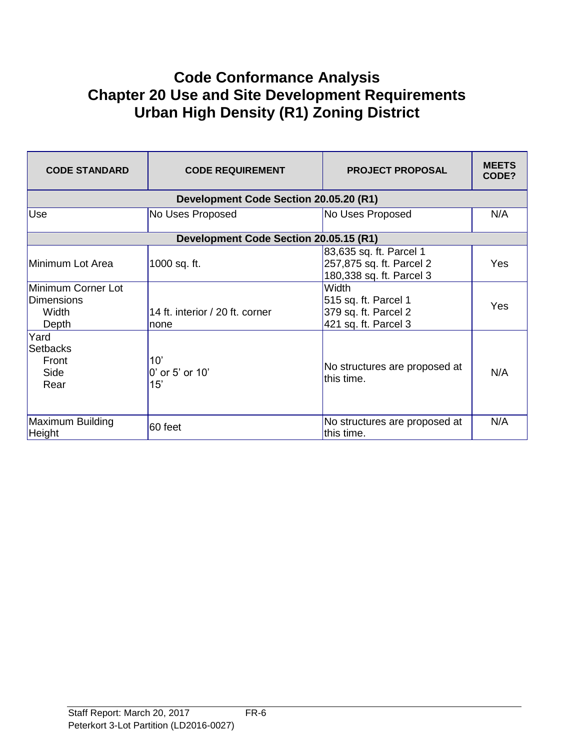# Code Conformance Analysis
# Chapter 20 Use and Site Development Requirements
# Urban High Density (R1) Zoning District

| CODE STANDARD | CODE REQUIREMENT | PROJECT PROPOSAL | MEETS CODE? |
|---|---|---|---|
| **Development Code Section 20.05.20 (R1)** | | | |
| Use | No Uses Proposed | No Uses Proposed | N/A |
| **Development Code Section 20.05.15 (R1)** | | | |
| Minimum Lot Area | 1000 sq. ft. | 83,635 sq. ft. Parcel 1<br>257,875 sq. ft. Parcel 2<br>180,338 sq. ft. Parcel 3 | Yes |
| Minimum Corner Lot Dimensions<br>Width<br>Depth | 14 ft. interior / 20 ft. corner<br>none | Width<br>515 sq. ft. Parcel 1<br>379 sq. ft. Parcel 2<br>421 sq. ft. Parcel 3 | Yes |
| Yard Setbacks<br>Front<br>Side<br>Rear | 10'<br>0' or 5' or 10'<br>15' | No structures are proposed at this time. | N/A |
| Maximum Building Height | 60 feet | No structures are proposed at this time. | N/A |

Staff Report: March 20, 2017 FR-6
Peterkort 3-Lot Partition (LD2016-0027)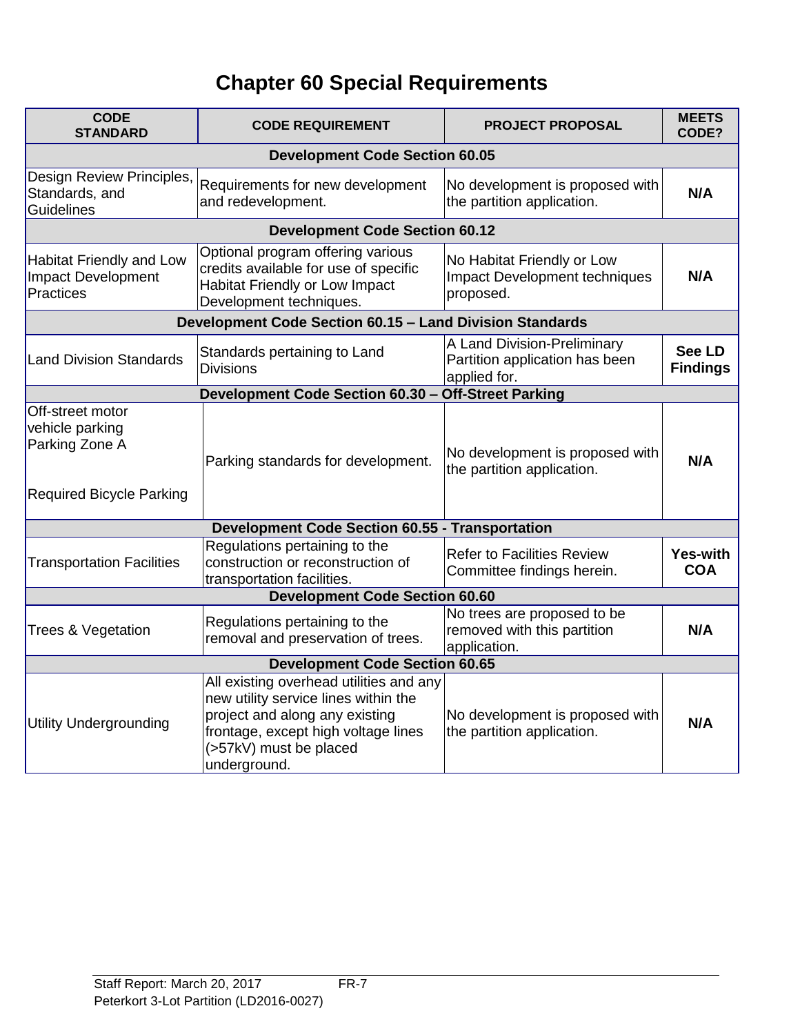# Chapter 60 Special Requirements

| CODE STANDARD | CODE REQUIREMENT | PROJECT PROPOSAL | MEETS CODE? |
|---|---|---|---|
| **Development Code Section 60.05** | | | |
| Design Review Principles, Standards, and Guidelines | Requirements for new development and redevelopment. | No development is proposed with the partition application. | **N/A** |
| **Development Code Section 60.12** | | | |
| Habitat Friendly and Low Impact Development Practices | Optional program offering various credits available for use of specific Habitat Friendly or Low Impact Development techniques. | No Habitat Friendly or Low Impact Development techniques proposed. | **N/A** |
| **Development Code Section 60.15 – Land Division Standards** | | | |
| Land Division Standards | Standards pertaining to Land Divisions | A Land Division-Preliminary Partition application has been applied for. | **See LD Findings** |
| **Development Code Section 60.30 – Off-Street Parking** | | | |
| Off-street motor vehicle parking<br>Parking Zone A<br><br>Required Bicycle Parking | Parking standards for development. | No development is proposed with the partition application. | **N/A** |
| **Development Code Section 60.55 - Transportation** | | | |
| Transportation Facilities | Regulations pertaining to the construction or reconstruction of transportation facilities. | Refer to Facilities Review Committee findings herein. | **Yes-with COA** |
| **Development Code Section 60.60** | | | |
| Trees & Vegetation | Regulations pertaining to the removal and preservation of trees. | No trees are proposed to be removed with this partition application. | **N/A** |
| **Development Code Section 60.65** | | | |
| Utility Undergrounding | All existing overhead utilities and any new utility service lines within the project and along any existing frontage, except high voltage lines (>57kV) must be placed underground. | No development is proposed with the partition application. | **N/A** |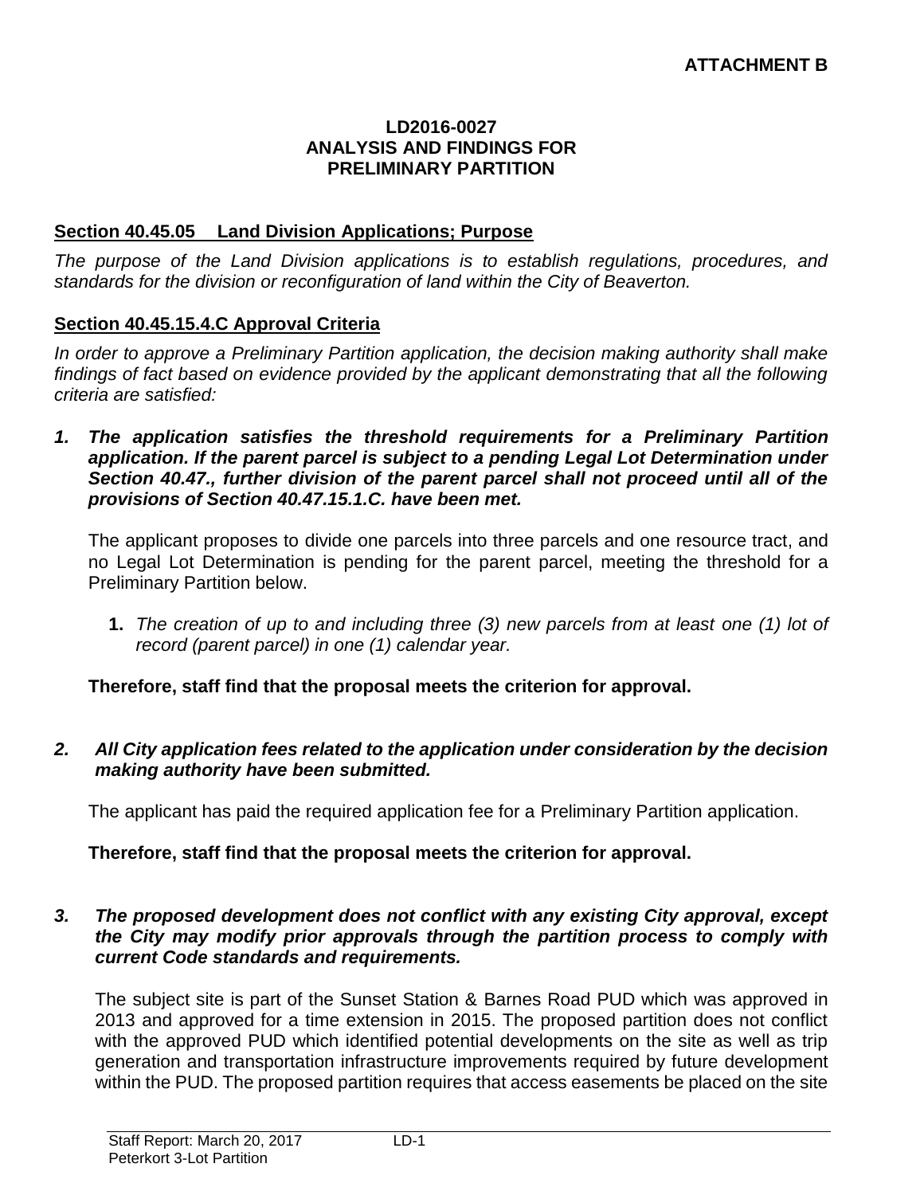**ATTACHMENT B**

**LD2016-0027**
**ANALYSIS AND FINDINGS FOR**
**PRELIMINARY PARTITION**

## Section 40.45.05 Land Division Applications; Purpose

*The purpose of the Land Division applications is to establish regulations, procedures, and standards for the division or reconfiguration of land within the City of Beaverton.*

## Section 40.45.15.4.C Approval Criteria

*In order to approve a Preliminary Partition application, the decision making authority shall make findings of fact based on evidence provided by the applicant demonstrating that all the following criteria are satisfied:*

***1. The application satisfies the threshold requirements for a Preliminary Partition application. If the parent parcel is subject to a pending Legal Lot Determination under Section 40.47., further division of the parent parcel shall not proceed until all of the provisions of Section 40.47.15.1.C. have been met.***

The applicant proposes to divide one parcels into three parcels and one resource tract, and no Legal Lot Determination is pending for the parent parcel, meeting the threshold for a Preliminary Partition below.

**1.** *The creation of up to and including three (3) new parcels from at least one (1) lot of record (parent parcel) in one (1) calendar year.*

**Therefore, staff find that the proposal meets the criterion for approval.**

***2. All City application fees related to the application under consideration by the decision making authority have been submitted.***

The applicant has paid the required application fee for a Preliminary Partition application.

**Therefore, staff find that the proposal meets the criterion for approval.**

***3. The proposed development does not conflict with any existing City approval, except the City may modify prior approvals through the partition process to comply with current Code standards and requirements.***

The subject site is part of the Sunset Station & Barnes Road PUD which was approved in 2013 and approved for a time extension in 2015. The proposed partition does not conflict with the approved PUD which identified potential developments on the site as well as trip generation and transportation infrastructure improvements required by future development within the PUD. The proposed partition requires that access easements be placed on the site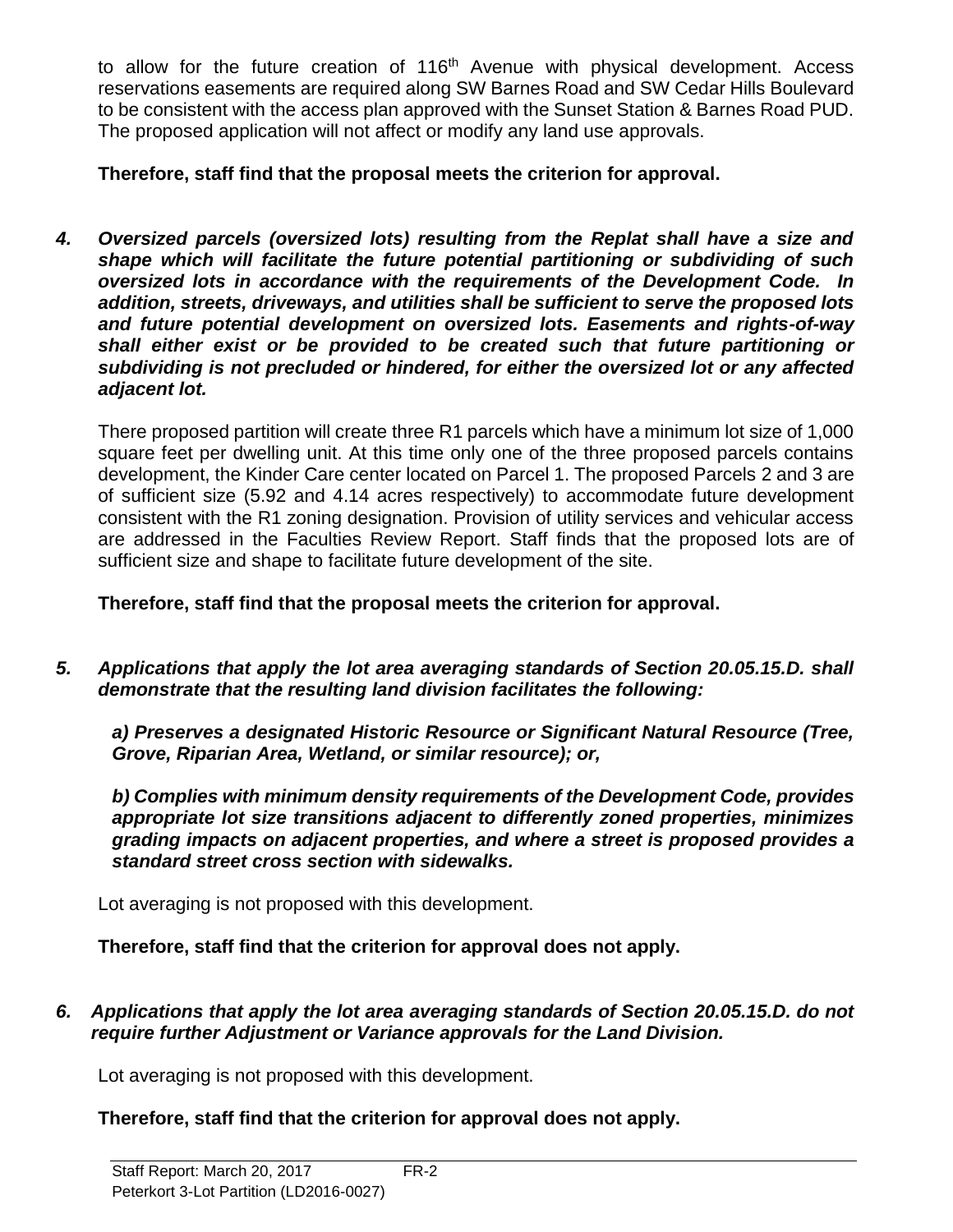to allow for the future creation of 116th Avenue with physical development. Access reservations easements are required along SW Barnes Road and SW Cedar Hills Boulevard to be consistent with the access plan approved with the Sunset Station & Barnes Road PUD. The proposed application will not affect or modify any land use approvals.

**Therefore, staff find that the proposal meets the criterion for approval.**

***4. Oversized parcels (oversized lots) resulting from the Replat shall have a size and shape which will facilitate the future potential partitioning or subdividing of such oversized lots in accordance with the requirements of the Development Code. In addition, streets, driveways, and utilities shall be sufficient to serve the proposed lots and future potential development on oversized lots. Easements and rights-of-way shall either exist or be provided to be created such that future partitioning or subdividing is not precluded or hindered, for either the oversized lot or any affected adjacent lot.***

There proposed partition will create three R1 parcels which have a minimum lot size of 1,000 square feet per dwelling unit. At this time only one of the three proposed parcels contains development, the Kinder Care center located on Parcel 1. The proposed Parcels 2 and 3 are of sufficient size (5.92 and 4.14 acres respectively) to accommodate future development consistent with the R1 zoning designation. Provision of utility services and vehicular access are addressed in the Faculties Review Report. Staff finds that the proposed lots are of sufficient size and shape to facilitate future development of the site.

**Therefore, staff find that the proposal meets the criterion for approval.**

***5. Applications that apply the lot area averaging standards of Section 20.05.15.D. shall demonstrate that the resulting land division facilitates the following:***

***a) Preserves a designated Historic Resource or Significant Natural Resource (Tree, Grove, Riparian Area, Wetland, or similar resource); or,***

***b) Complies with minimum density requirements of the Development Code, provides appropriate lot size transitions adjacent to differently zoned properties, minimizes grading impacts on adjacent properties, and where a street is proposed provides a standard street cross section with sidewalks.***

Lot averaging is not proposed with this development.

**Therefore, staff find that the criterion for approval does not apply.**

***6. Applications that apply the lot area averaging standards of Section 20.05.15.D. do not require further Adjustment or Variance approvals for the Land Division.***

Lot averaging is not proposed with this development.

**Therefore, staff find that the criterion for approval does not apply.**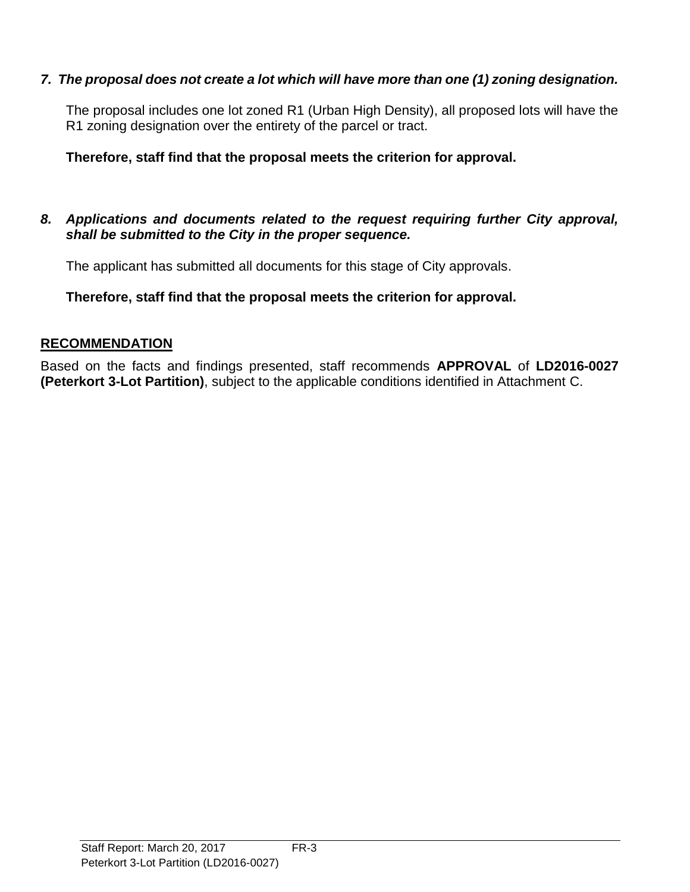*7. The proposal does not create a lot which will have more than one (1) zoning designation.*

The proposal includes one lot zoned R1 (Urban High Density), all proposed lots will have the R1 zoning designation over the entirety of the parcel or tract.

**Therefore, staff find that the proposal meets the criterion for approval.**

*8. Applications and documents related to the request requiring further City approval, shall be submitted to the City in the proper sequence.*

The applicant has submitted all documents for this stage of City approvals.

**Therefore, staff find that the proposal meets the criterion for approval.**

## RECOMMENDATION

Based on the facts and findings presented, staff recommends **APPROVAL** of **LD2016-0027 (Peterkort 3-Lot Partition)**, subject to the applicable conditions identified in Attachment C.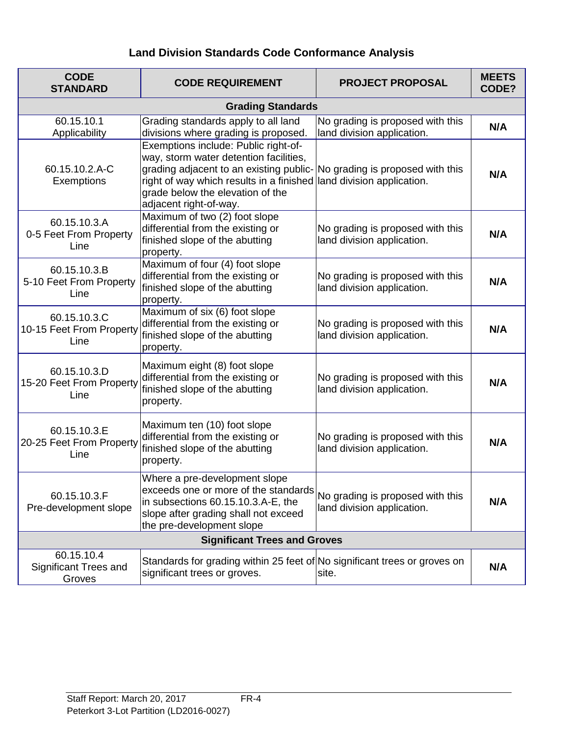## Land Division Standards Code Conformance Analysis

| CODE STANDARD | CODE REQUIREMENT | PROJECT PROPOSAL | MEETS CODE? |
|---|---|---|---|
| **Grading Standards** | | | |
| 60.15.10.1 Applicability | Grading standards apply to all land divisions where grading is proposed. | No grading is proposed with this land division application. | **N/A** |
| 60.15.10.2.A-C Exemptions | Exemptions include: Public right-of-way, storm water detention facilities, grading adjacent to an existing public-right of way which results in a finished grade below the elevation of the adjacent right-of-way. | No grading is proposed with this land division application. | **N/A** |
| 60.15.10.3.A 0-5 Feet From Property Line | Maximum of two (2) foot slope differential from the existing or finished slope of the abutting property. | No grading is proposed with this land division application. | **N/A** |
| 60.15.10.3.B 5-10 Feet From Property Line | Maximum of four (4) foot slope differential from the existing or finished slope of the abutting property. | No grading is proposed with this land division application. | **N/A** |
| 60.15.10.3.C 10-15 Feet From Property Line | Maximum of six (6) foot slope differential from the existing or finished slope of the abutting property. | No grading is proposed with this land division application. | **N/A** |
| 60.15.10.3.D 15-20 Feet From Property Line | Maximum eight (8) foot slope differential from the existing or finished slope of the abutting property. | No grading is proposed with this land division application. | **N/A** |
| 60.15.10.3.E 20-25 Feet From Property Line | Maximum ten (10) foot slope differential from the existing or finished slope of the abutting property. | No grading is proposed with this land division application. | **N/A** |
| 60.15.10.3.F Pre-development slope | Where a pre-development slope exceeds one or more of the standards in subsections 60.15.10.3.A-E, the slope after grading shall not exceed the pre-development slope | No grading is proposed with this land division application. | **N/A** |
| **Significant Trees and Groves** | | | |
| 60.15.10.4 Significant Trees and Groves | Standards for grading within 25 feet of significant trees or groves. | No significant trees or groves on site. | **N/A** |

Staff Report: March 20, 2017 FR-4
Peterkort 3-Lot Partition (LD2016-0027)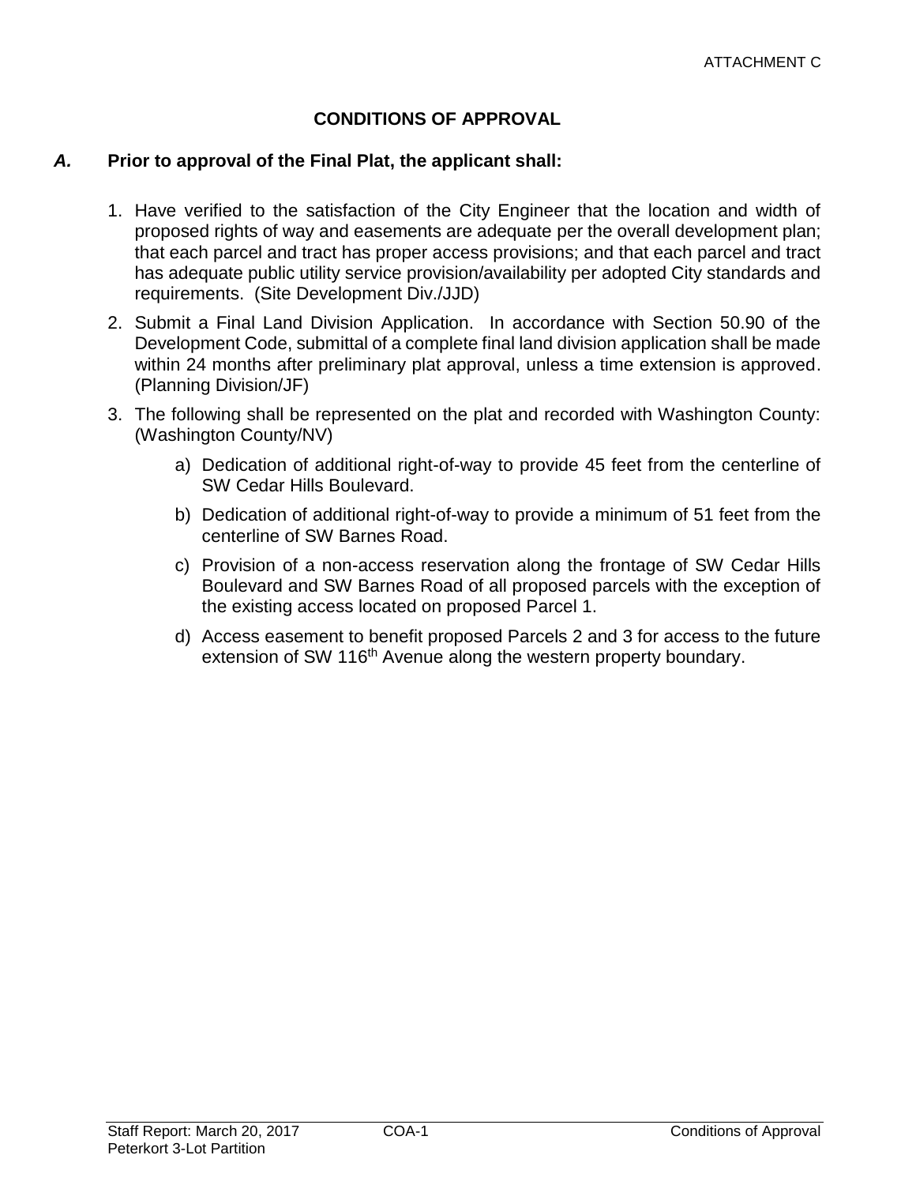ATTACHMENT C

# CONDITIONS OF APPROVAL

## *A.* Prior to approval of the Final Plat, the applicant shall:

1. Have verified to the satisfaction of the City Engineer that the location and width of proposed rights of way and easements are adequate per the overall development plan; that each parcel and tract has proper access provisions; and that each parcel and tract has adequate public utility service provision/availability per adopted City standards and requirements. (Site Development Div./JJD)

2. Submit a Final Land Division Application. In accordance with Section 50.90 of the Development Code, submittal of a complete final land division application shall be made within 24 months after preliminary plat approval, unless a time extension is approved. (Planning Division/JF)

3. The following shall be represented on the plat and recorded with Washington County: (Washington County/NV)

   a) Dedication of additional right-of-way to provide 45 feet from the centerline of SW Cedar Hills Boulevard.

   b) Dedication of additional right-of-way to provide a minimum of 51 feet from the centerline of SW Barnes Road.

   c) Provision of a non-access reservation along the frontage of SW Cedar Hills Boulevard and SW Barnes Road of all proposed parcels with the exception of the existing access located on proposed Parcel 1.

   d) Access easement to benefit proposed Parcels 2 and 3 for access to the future extension of SW 116th Avenue along the western property boundary.